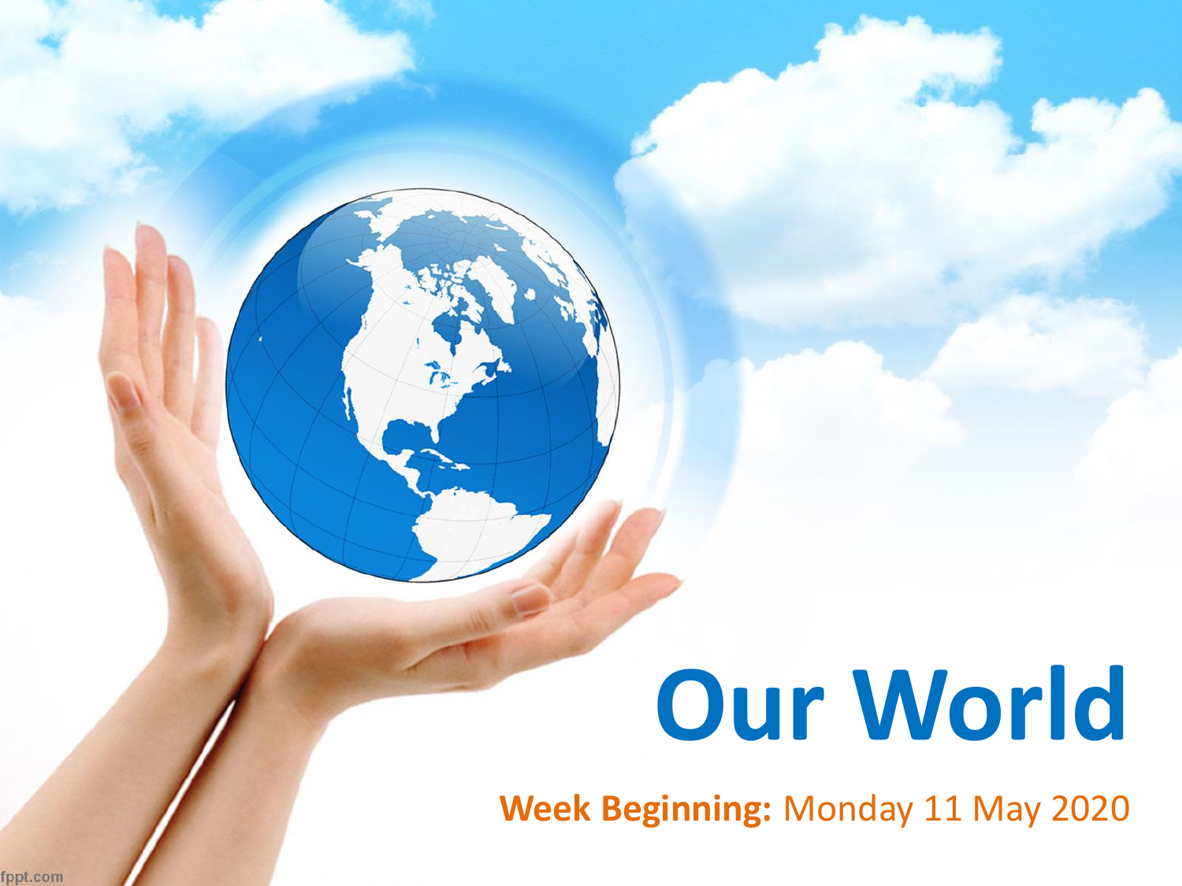# Our World

**Week Beginning:** Monday 11 May 2020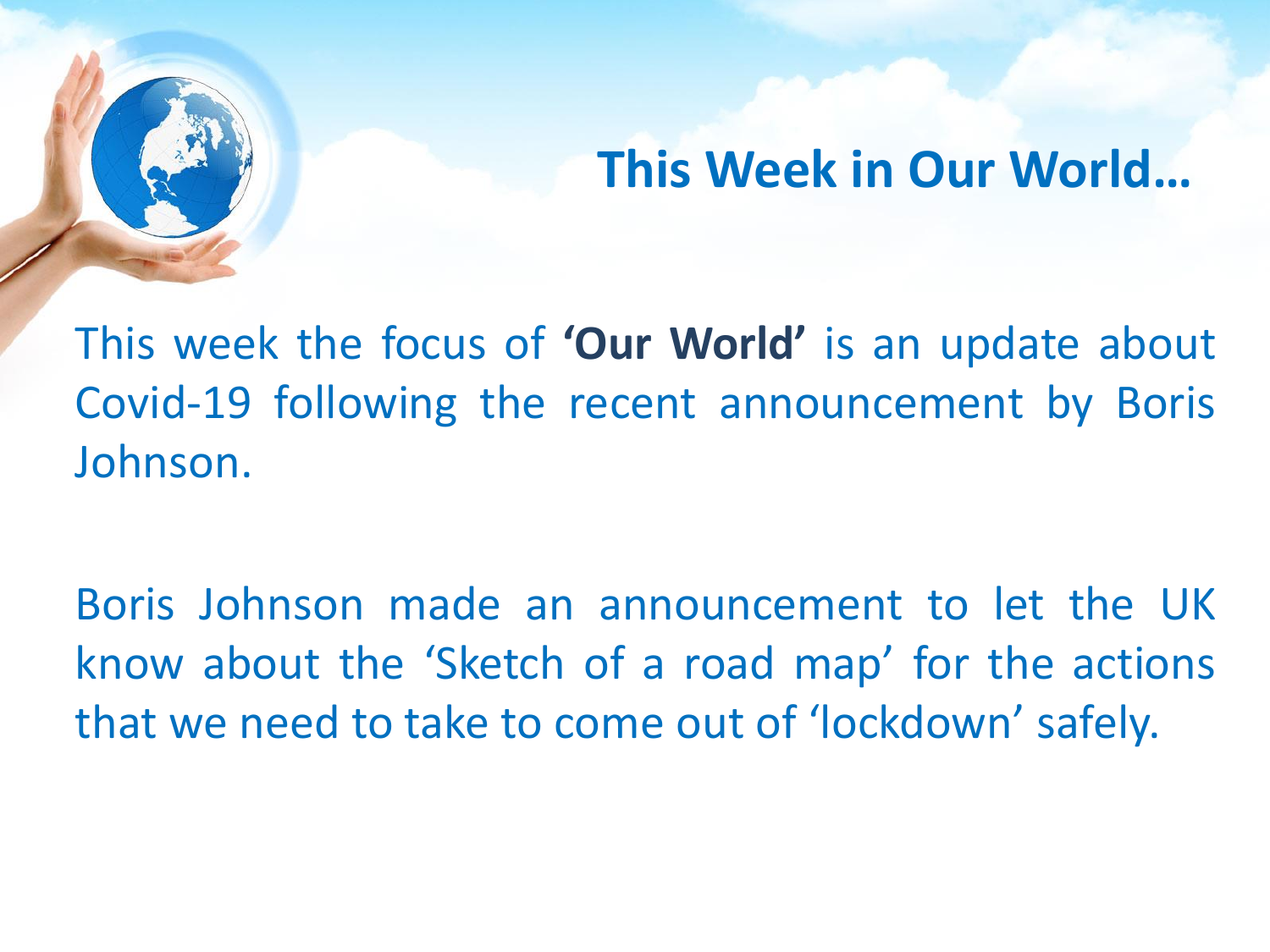## This Week in Our World…

This week the focus of **'Our World'** is an update about Covid-19 following the recent announcement by Boris Johnson.

Boris Johnson made an announcement to let the UK know about the 'Sketch of a road map' for the actions that we need to take to come out of 'lockdown' safely.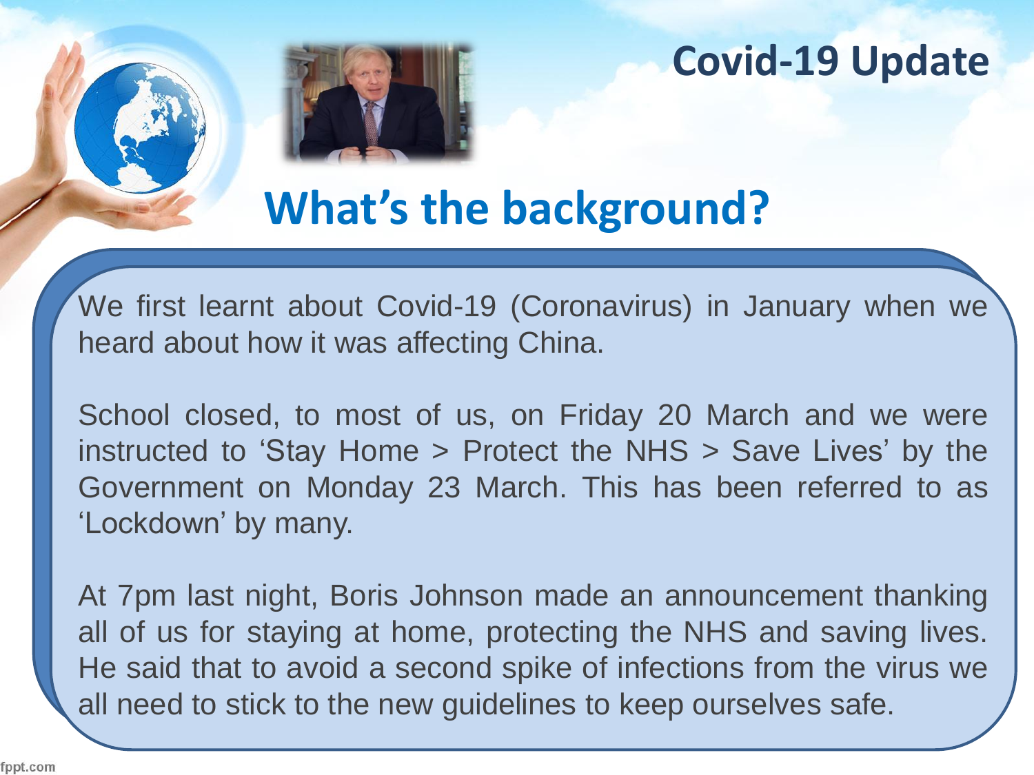## Covid-19 Update

# What's the background?

We first learnt about Covid-19 (Coronavirus) in January when we heard about how it was affecting China.

School closed, to most of us, on Friday 20 March and we were instructed to 'Stay Home > Protect the NHS > Save Lives' by the Government on Monday 23 March. This has been referred to as 'Lockdown' by many.

At 7pm last night, Boris Johnson made an announcement thanking all of us for staying at home, protecting the NHS and saving lives. He said that to avoid a second spike of infections from the virus we all need to stick to the new guidelines to keep ourselves safe.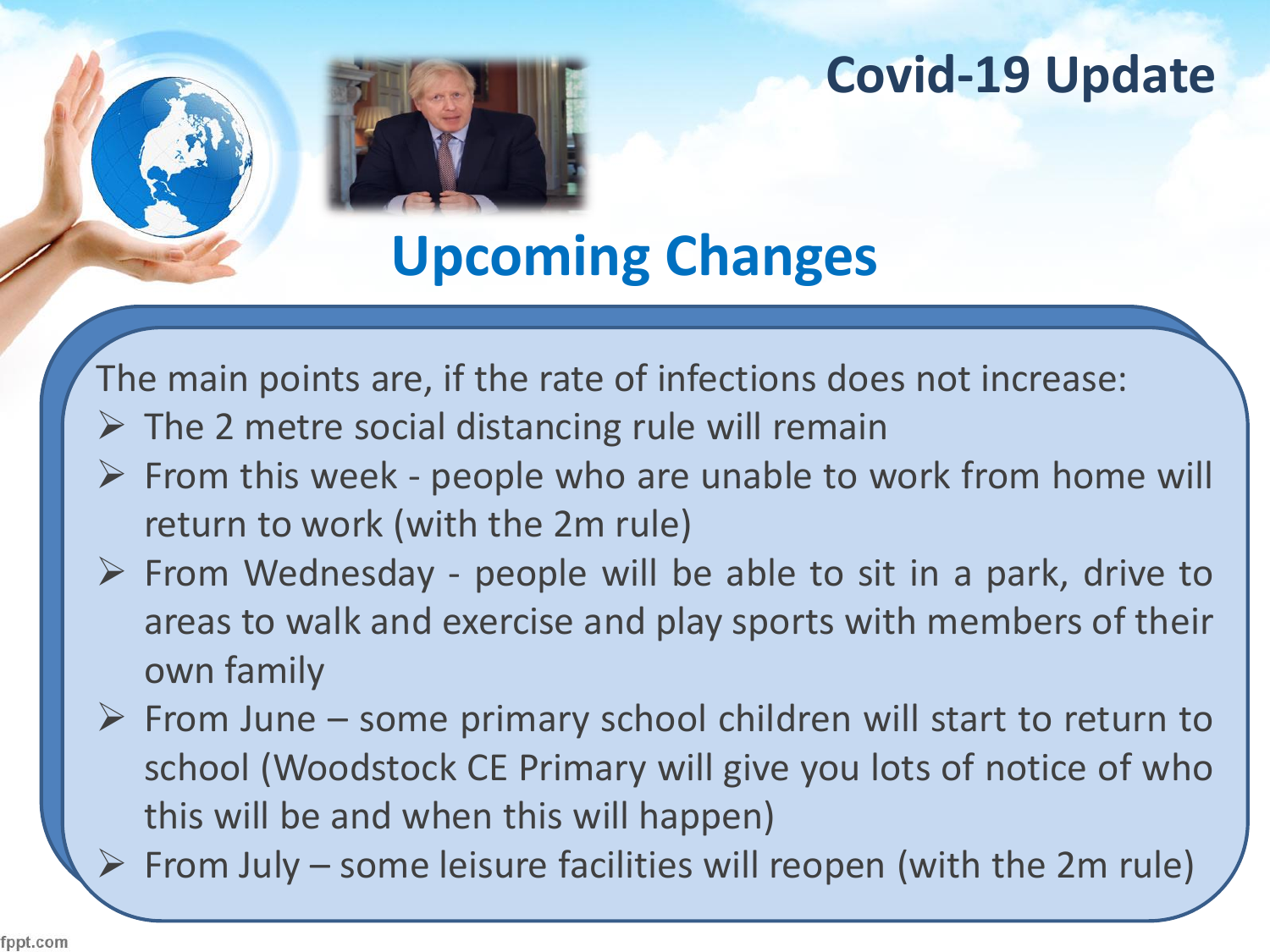# Covid-19 Update

## Upcoming Changes

The main points are, if the rate of infections does not increase:

- The 2 metre social distancing rule will remain
- From this week - people who are unable to work from home will return to work (with the 2m rule)
- From Wednesday - people will be able to sit in a park, drive to areas to walk and exercise and play sports with members of their own family
- From June – some primary school children will start to return to school (Woodstock CE Primary will give you lots of notice of who this will be and when this will happen)
- From July – some leisure facilities will reopen (with the 2m rule)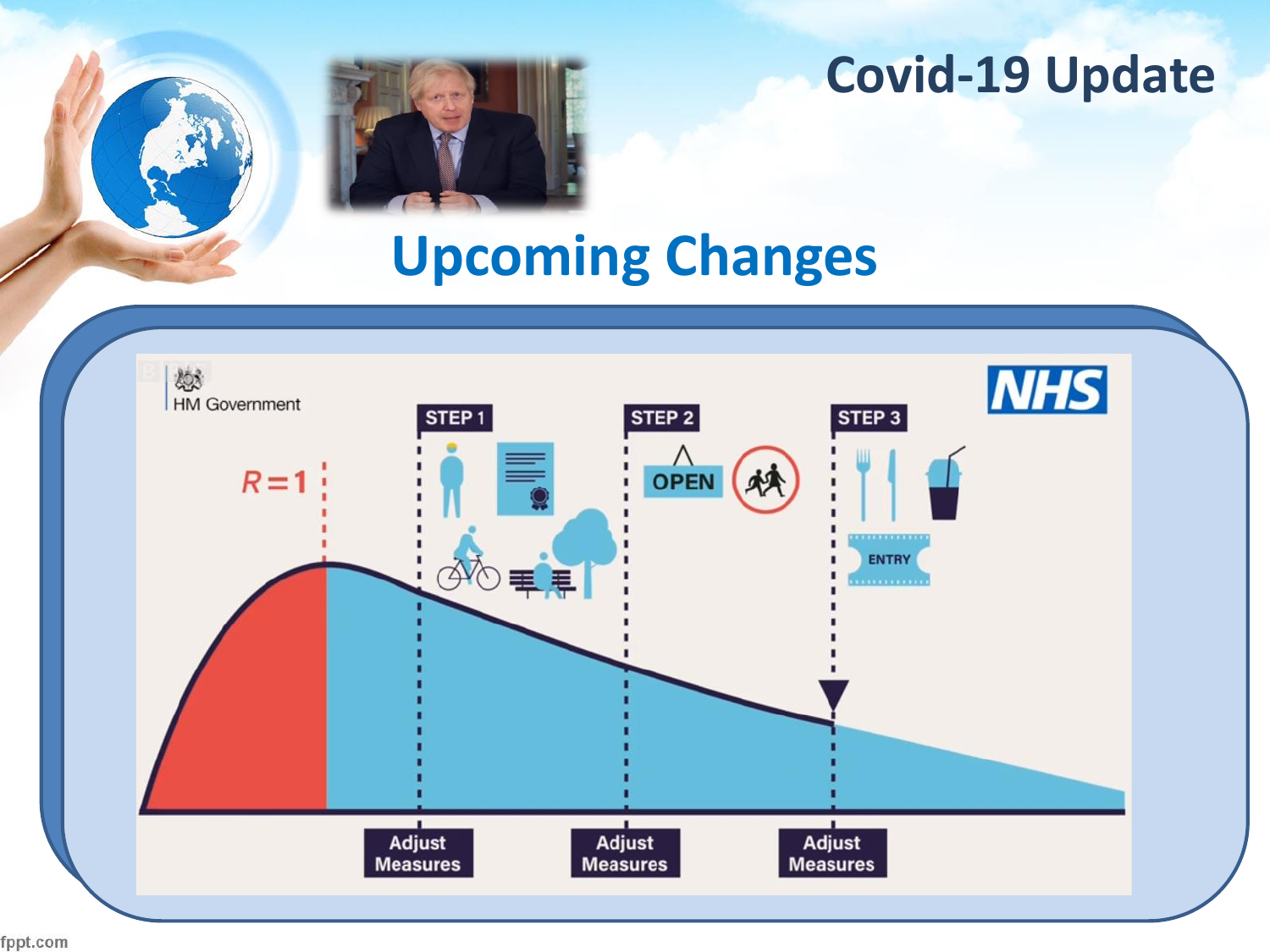# Covid-19 Update

## Upcoming Changes

HM Government

NHS

R = 1

STEP 1

STEP 2

OPEN

STEP 3

ENTRY

Adjust Measures

Adjust Measures

Adjust Measures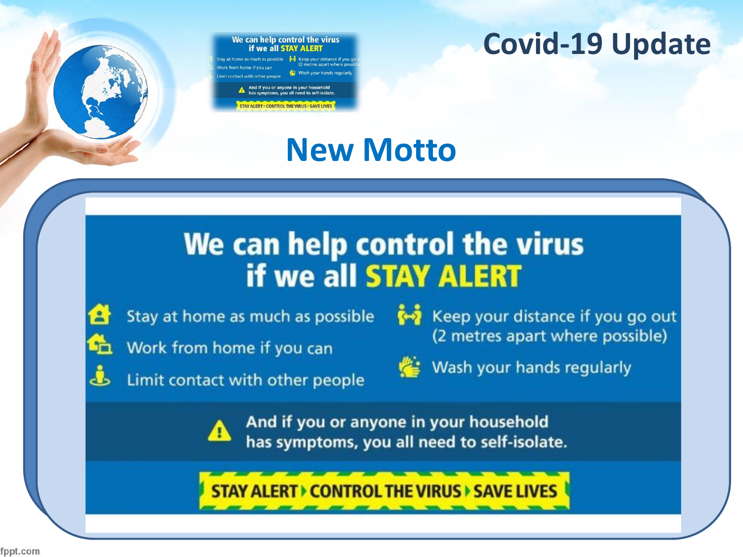# Covid-19 Update

## New Motto

### We can help control the virus if we all STAY ALERT

- Stay at home as much as possible
- Work from home if you can
- Limit contact with other people
- Keep your distance if you go out (2 metres apart where possible)
- Wash your hands regularly

**And if you or anyone in your household has symptoms, you all need to self-isolate.**

**STAY ALERT › CONTROL THE VIRUS › SAVE LIVES**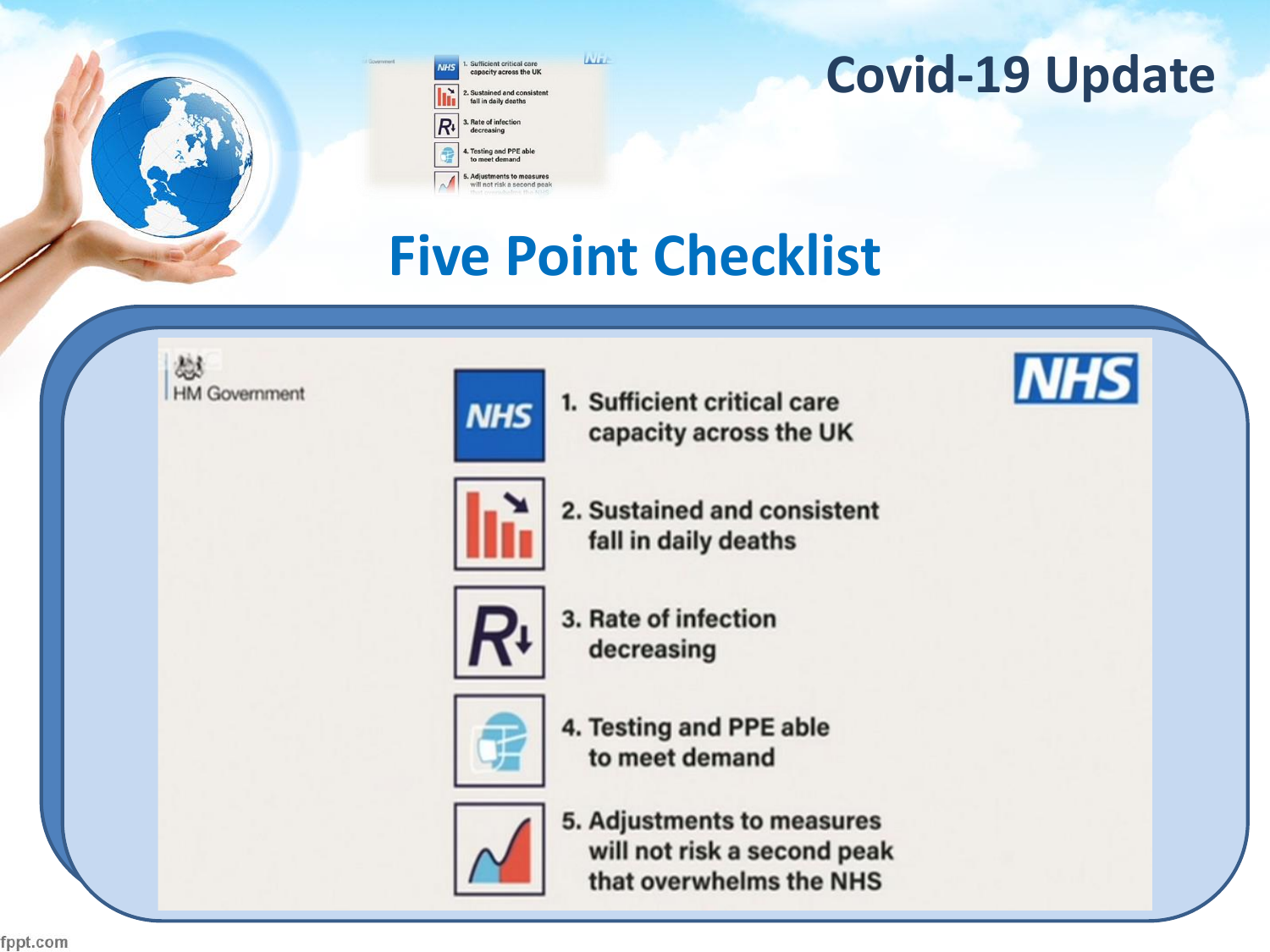# Covid-19 Update

## Five Point Checklist

HM Government

NHS

1. Sufficient critical care capacity across the UK
2. Sustained and consistent fall in daily deaths
3. Rate of infection decreasing
4. Testing and PPE able to meet demand
5. Adjustments to measures will not risk a second peak that overwhelms the NHS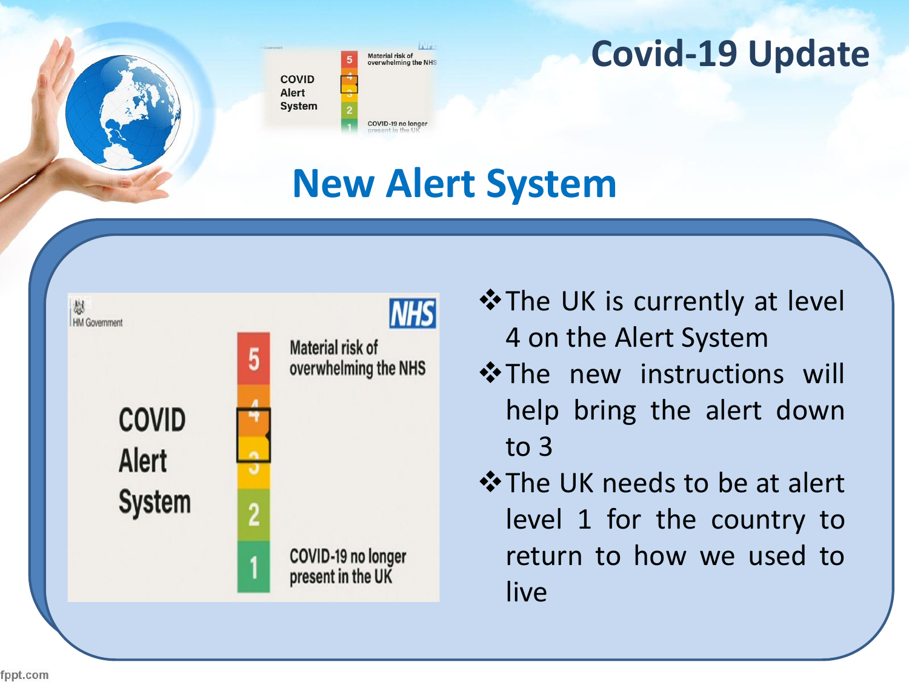# Covid-19 Update

## New Alert System

HM Government | NHS

**COVID Alert System**

| Level | Description |
|---|---|
| 5 | Material risk of overwhelming the NHS |
| 4 | |
| 3 | |
| 2 | |
| 1 | COVID-19 no longer present in the UK |

- The UK is currently at level 4 on the Alert System
- The new instructions will help bring the alert down to 3
- The UK needs to be at alert level 1 for the country to return to how we used to live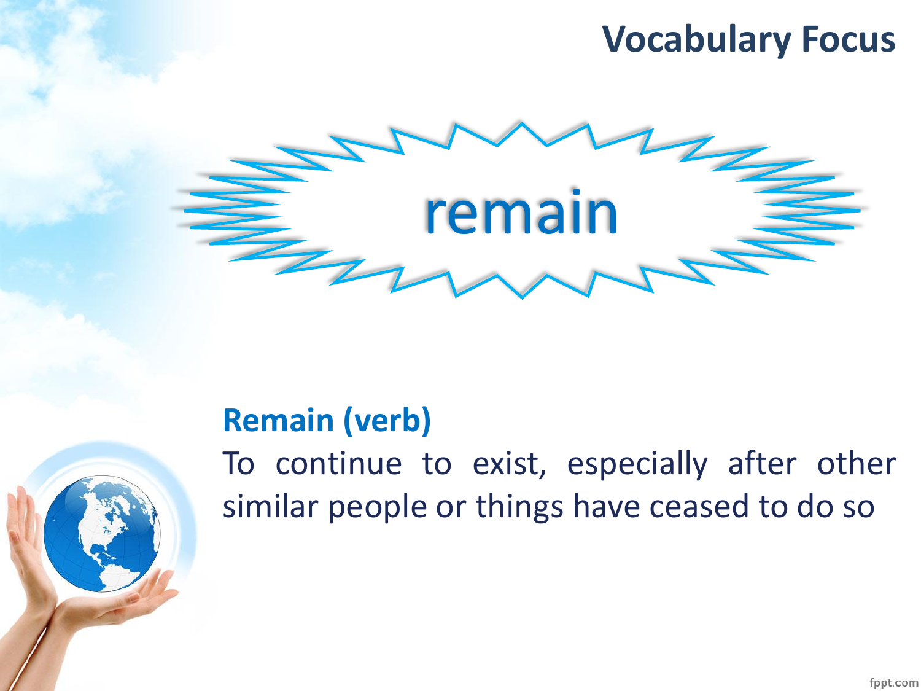## Vocabulary Focus

remain

**Remain (verb)**

To continue to exist, especially after other similar people or things have ceased to do so